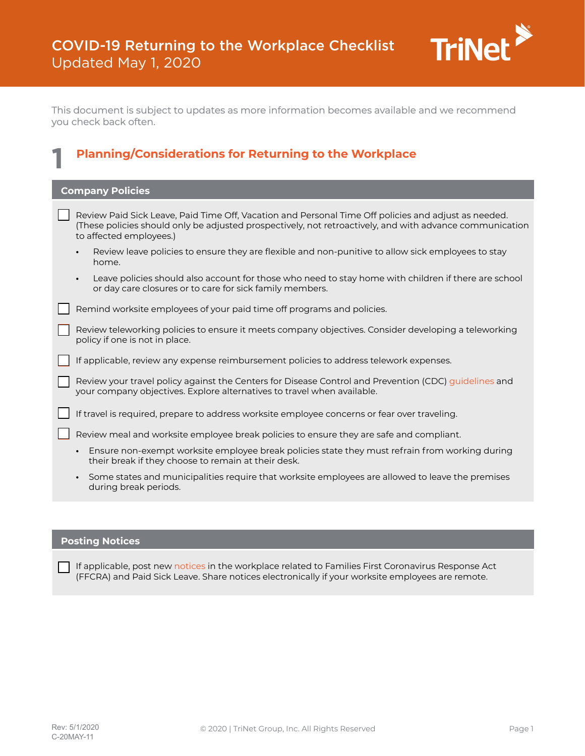# COVID-19 Returning to the Workplace Checklist

Updated May 1, 2020

This document is subject to updates as more information becomes available and we recommend you check back often.

## 1 Planning/Considerations for Returning to the Workplace

### Company Policies

- [ ] Review Paid Sick Leave, Paid Time Off, Vacation and Personal Time Off policies and adjust as needed. (These policies should only be adjusted prospectively, not retroactively, and with advance communication to affected employees.)
  - Review leave policies to ensure they are flexible and non-punitive to allow sick employees to stay home.
  - Leave policies should also account for those who need to stay home with children if there are school or day care closures or to care for sick family members.
- [ ] Remind worksite employees of your paid time off programs and policies.
- [ ] Review teleworking policies to ensure it meets company objectives. Consider developing a teleworking policy if one is not in place.
- [ ] If applicable, review any expense reimbursement policies to address telework expenses.
- [ ] Review your travel policy against the Centers for Disease Control and Prevention (CDC) guidelines and your company objectives. Explore alternatives to travel when available.
- [ ] If travel is required, prepare to address worksite employee concerns or fear over traveling.
- [ ] Review meal and worksite employee break policies to ensure they are safe and compliant.
  - Ensure non-exempt worksite employee break policies state they must refrain from working during their break if they choose to remain at their desk.
  - Some states and municipalities require that worksite employees are allowed to leave the premises during break periods.

### Posting Notices

- [ ] If applicable, post new notices in the workplace related to Families First Coronavirus Response Act (FFCRA) and Paid Sick Leave. Share notices electronically if your worksite employees are remote.

Rev: 5/1/2020
C-20MAY-11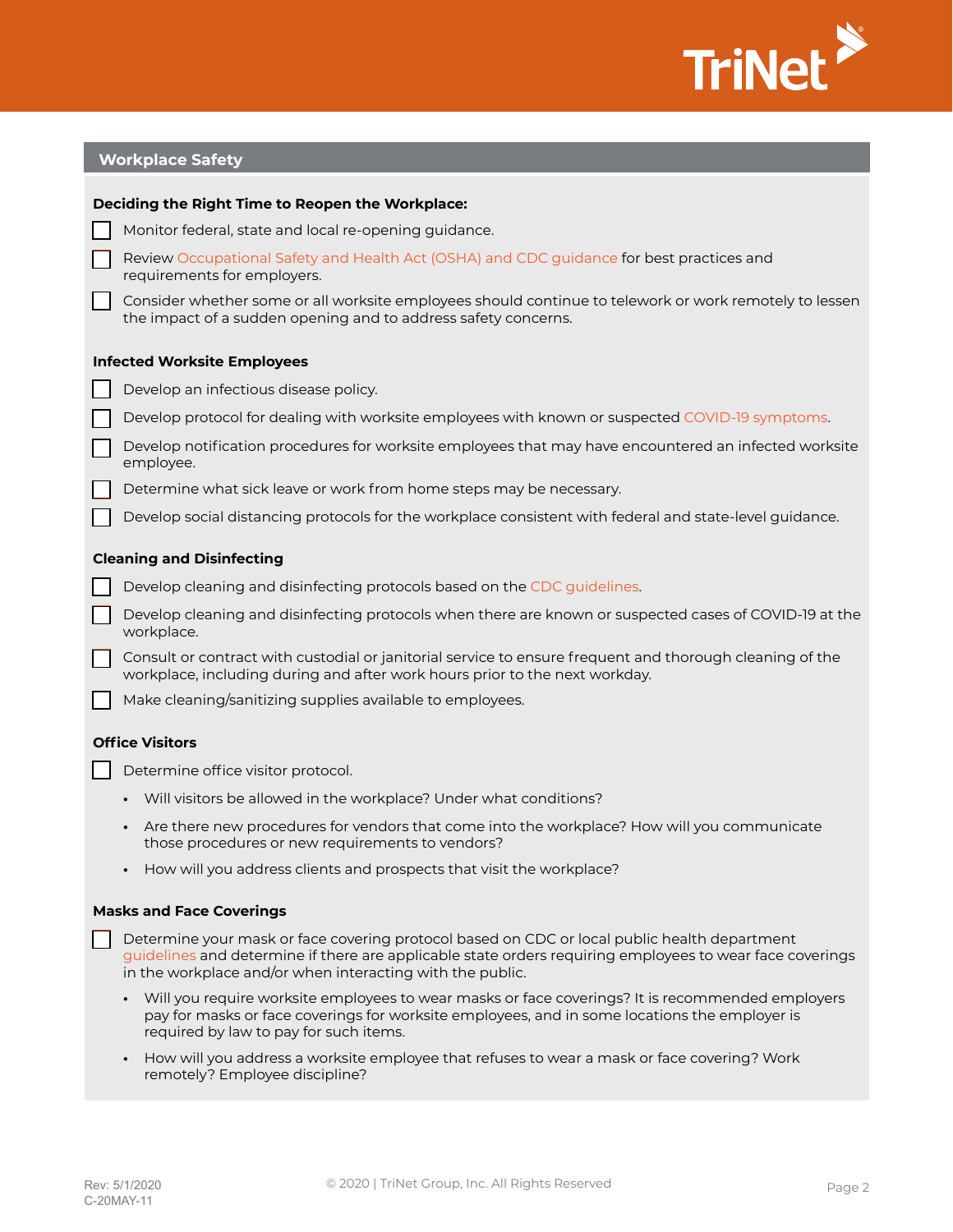## Workplace Safety

**Deciding the Right Time to Reopen the Workplace:**

- [ ] Monitor federal, state and local re-opening guidance.
- [ ] Review Occupational Safety and Health Act (OSHA) and CDC guidance for best practices and requirements for employers.
- [ ] Consider whether some or all worksite employees should continue to telework or work remotely to lessen the impact of a sudden opening and to address safety concerns.

**Infected Worksite Employees**

- [ ] Develop an infectious disease policy.
- [ ] Develop protocol for dealing with worksite employees with known or suspected COVID-19 symptoms.
- [ ] Develop notification procedures for worksite employees that may have encountered an infected worksite employee.
- [ ] Determine what sick leave or work from home steps may be necessary.
- [ ] Develop social distancing protocols for the workplace consistent with federal and state-level guidance.

**Cleaning and Disinfecting**

- [ ] Develop cleaning and disinfecting protocols based on the CDC guidelines.
- [ ] Develop cleaning and disinfecting protocols when there are known or suspected cases of COVID-19 at the workplace.
- [ ] Consult or contract with custodial or janitorial service to ensure frequent and thorough cleaning of the workplace, including during and after work hours prior to the next workday.
- [ ] Make cleaning/sanitizing supplies available to employees.

**Office Visitors**

- [ ] Determine office visitor protocol.
  - Will visitors be allowed in the workplace? Under what conditions?
  - Are there new procedures for vendors that come into the workplace? How will you communicate those procedures or new requirements to vendors?
  - How will you address clients and prospects that visit the workplace?

**Masks and Face Coverings**

- [ ] Determine your mask or face covering protocol based on CDC or local public health department guidelines and determine if there are applicable state orders requiring employees to wear face coverings in the workplace and/or when interacting with the public.
  - Will you require worksite employees to wear masks or face coverings? It is recommended employers pay for masks or face coverings for worksite employees, and in some locations the employer is required by law to pay for such items.
  - How will you address a worksite employee that refuses to wear a mask or face covering? Work remotely? Employee discipline?

Rev: 5/1/2020
C-20MAY-11

© 2020 | TriNet Group, Inc. All Rights Reserved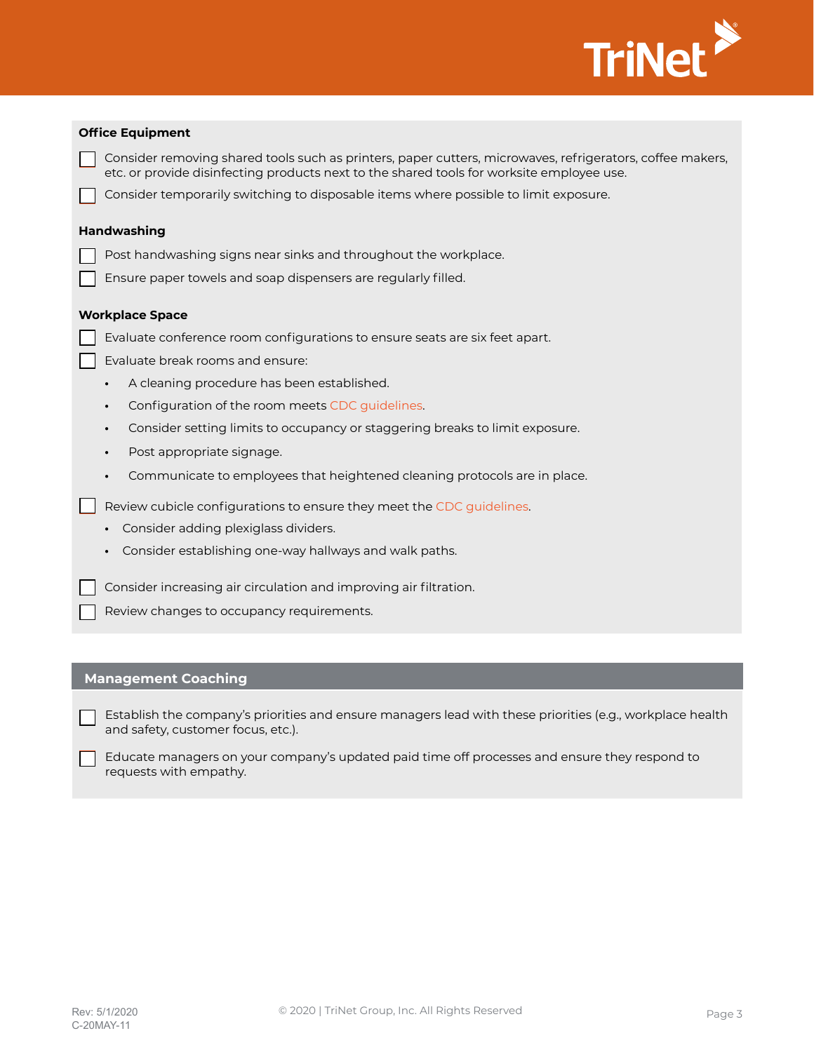### Office Equipment

- [ ] Consider removing shared tools such as printers, paper cutters, microwaves, refrigerators, coffee makers, etc. or provide disinfecting products next to the shared tools for worksite employee use.
- [ ] Consider temporarily switching to disposable items where possible to limit exposure.

### Handwashing

- [ ] Post handwashing signs near sinks and throughout the workplace.
- [ ] Ensure paper towels and soap dispensers are regularly filled.

### Workplace Space

- [ ] Evaluate conference room configurations to ensure seats are six feet apart.
- [ ] Evaluate break rooms and ensure:
  - A cleaning procedure has been established.
  - Configuration of the room meets CDC guidelines.
  - Consider setting limits to occupancy or staggering breaks to limit exposure.
  - Post appropriate signage.
  - Communicate to employees that heightened cleaning protocols are in place.
- [ ] Review cubicle configurations to ensure they meet the CDC guidelines.
  - Consider adding plexiglass dividers.
  - Consider establishing one-way hallways and walk paths.
- [ ] Consider increasing air circulation and improving air filtration.
- [ ] Review changes to occupancy requirements.

## Management Coaching

- [ ] Establish the company's priorities and ensure managers lead with these priorities (e.g., workplace health and safety, customer focus, etc.).
- [ ] Educate managers on your company's updated paid time off processes and ensure they respond to requests with empathy.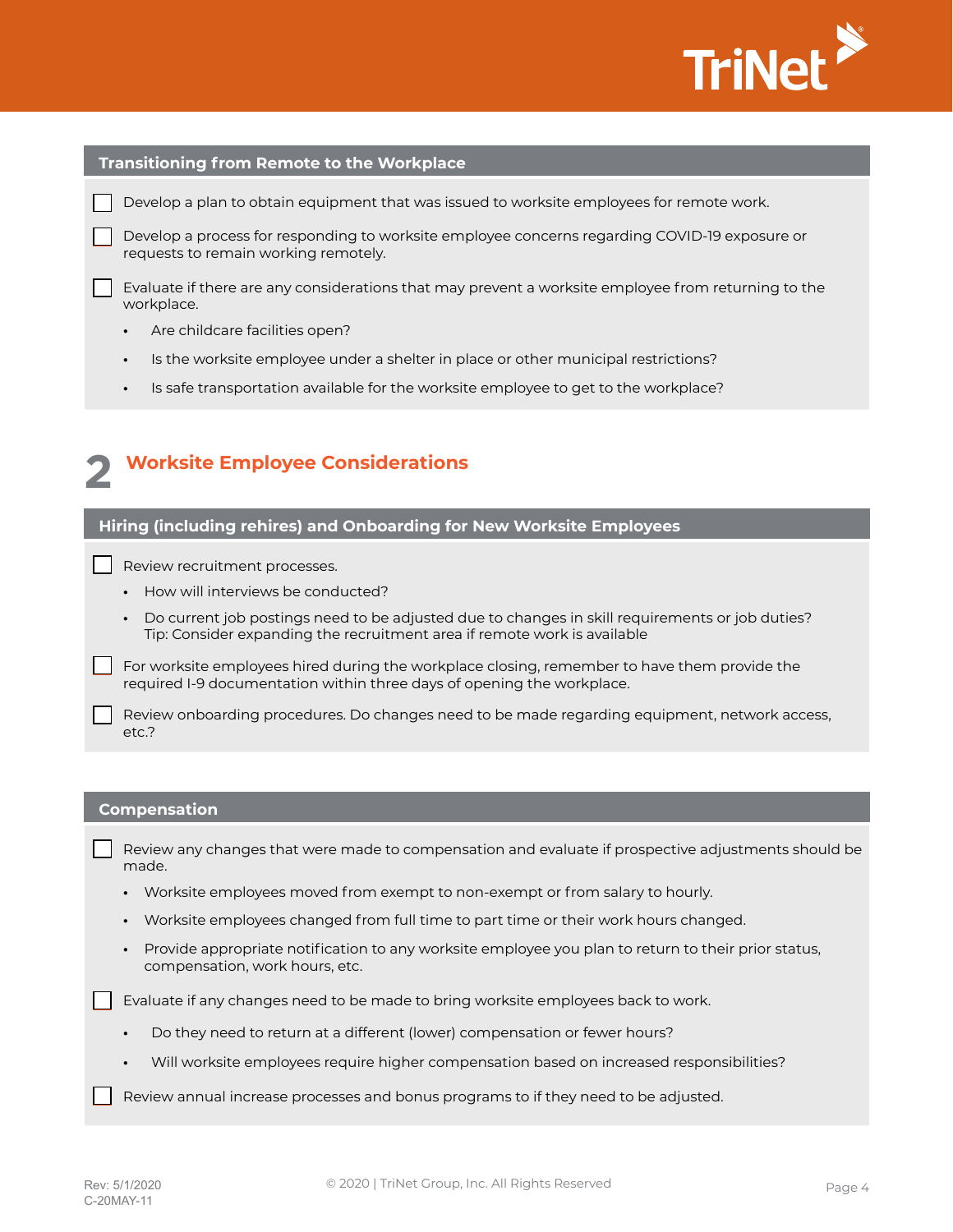### Transitioning from Remote to the Workplace

- [ ] Develop a plan to obtain equipment that was issued to worksite employees for remote work.
- [ ] Develop a process for responding to worksite employee concerns regarding COVID-19 exposure or requests to remain working remotely.
- [ ] Evaluate if there are any considerations that may prevent a worksite employee from returning to the workplace.
  - Are childcare facilities open?
  - Is the worksite employee under a shelter in place or other municipal restrictions?
  - Is safe transportation available for the worksite employee to get to the workplace?

## 2 Worksite Employee Considerations

### Hiring (including rehires) and Onboarding for New Worksite Employees

- [ ] Review recruitment processes.
  - How will interviews be conducted?
  - Do current job postings need to be adjusted due to changes in skill requirements or job duties? Tip: Consider expanding the recruitment area if remote work is available
- [ ] For worksite employees hired during the workplace closing, remember to have them provide the required I-9 documentation within three days of opening the workplace.
- [ ] Review onboarding procedures. Do changes need to be made regarding equipment, network access, etc.?

### Compensation

- [ ] Review any changes that were made to compensation and evaluate if prospective adjustments should be made.
  - Worksite employees moved from exempt to non-exempt or from salary to hourly.
  - Worksite employees changed from full time to part time or their work hours changed.
  - Provide appropriate notification to any worksite employee you plan to return to their prior status, compensation, work hours, etc.
- [ ] Evaluate if any changes need to be made to bring worksite employees back to work.
  - Do they need to return at a different (lower) compensation or fewer hours?
  - Will worksite employees require higher compensation based on increased responsibilities?
- [ ] Review annual increase processes and bonus programs to if they need to be adjusted.

Rev: 5/1/2020
C-20MAY-11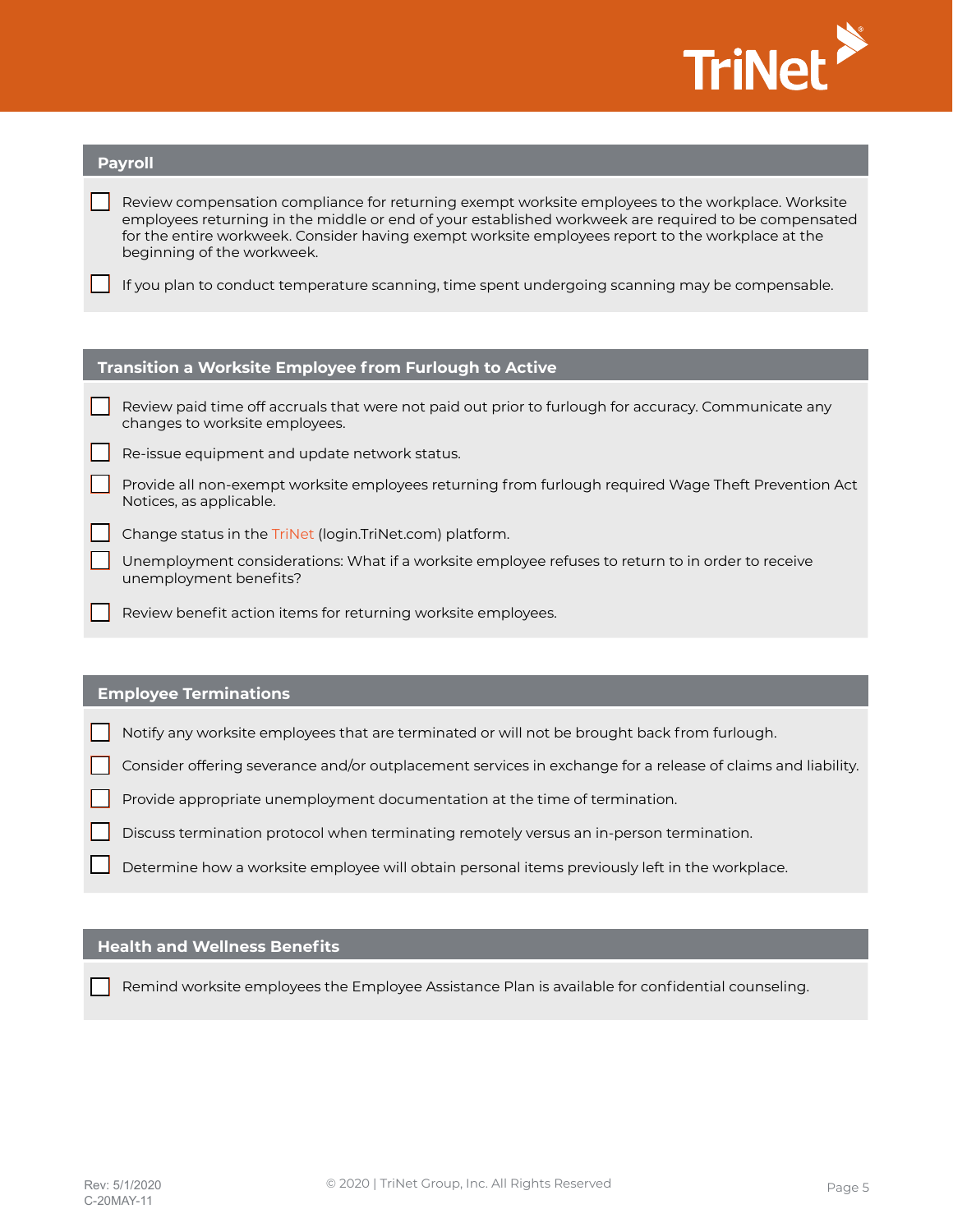## Payroll

- [ ] Review compensation compliance for returning exempt worksite employees to the workplace. Worksite employees returning in the middle or end of your established workweek are required to be compensated for the entire workweek. Consider having exempt worksite employees report to the workplace at the beginning of the workweek.
- [ ] If you plan to conduct temperature scanning, time spent undergoing scanning may be compensable.

## Transition a Worksite Employee from Furlough to Active

- [ ] Review paid time off accruals that were not paid out prior to furlough for accuracy. Communicate any changes to worksite employees.
- [ ] Re-issue equipment and update network status.
- [ ] Provide all non-exempt worksite employees returning from furlough required Wage Theft Prevention Act Notices, as applicable.
- [ ] Change status in the TriNet (login.TriNet.com) platform.
- [ ] Unemployment considerations: What if a worksite employee refuses to return to in order to receive unemployment benefits?
- [ ] Review benefit action items for returning worksite employees.

## Employee Terminations

- [ ] Notify any worksite employees that are terminated or will not be brought back from furlough.
- [ ] Consider offering severance and/or outplacement services in exchange for a release of claims and liability.
- [ ] Provide appropriate unemployment documentation at the time of termination.
- [ ] Discuss termination protocol when terminating remotely versus an in-person termination.
- [ ] Determine how a worksite employee will obtain personal items previously left in the workplace.

## Health and Wellness Benefits

- [ ] Remind worksite employees the Employee Assistance Plan is available for confidential counseling.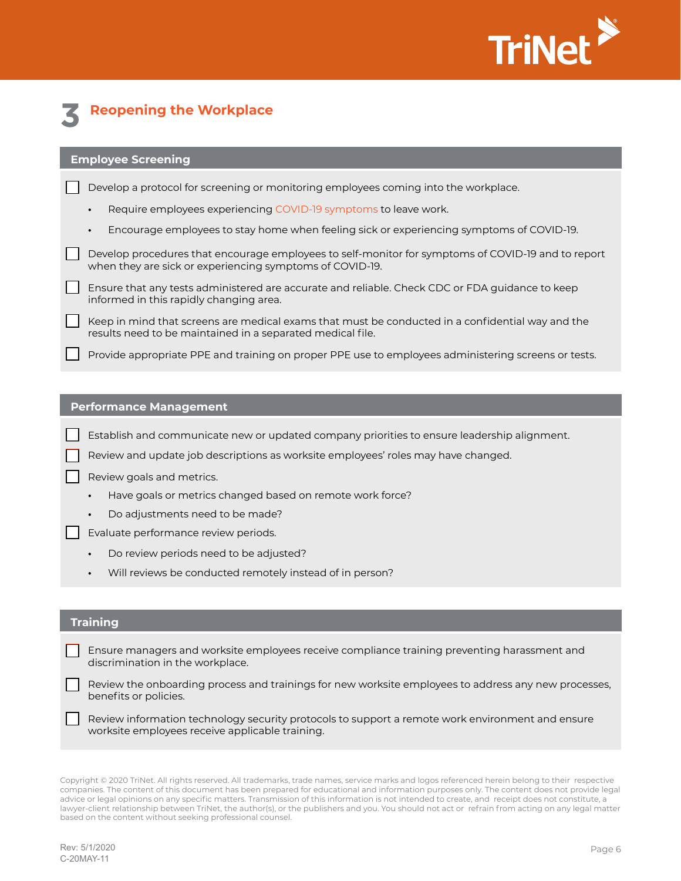# 3 Reopening the Workplace

## Employee Screening

- [ ] Develop a protocol for screening or monitoring employees coming into the workplace.
  - Require employees experiencing COVID-19 symptoms to leave work.
  - Encourage employees to stay home when feeling sick or experiencing symptoms of COVID-19.
- [ ] Develop procedures that encourage employees to self-monitor for symptoms of COVID-19 and to report when they are sick or experiencing symptoms of COVID-19.
- [ ] Ensure that any tests administered are accurate and reliable. Check CDC or FDA guidance to keep informed in this rapidly changing area.
- [ ] Keep in mind that screens are medical exams that must be conducted in a confidential way and the results need to be maintained in a separated medical file.
- [ ] Provide appropriate PPE and training on proper PPE use to employees administering screens or tests.

## Performance Management

- [ ] Establish and communicate new or updated company priorities to ensure leadership alignment.
- [ ] Review and update job descriptions as worksite employees' roles may have changed.
- [ ] Review goals and metrics.
  - Have goals or metrics changed based on remote work force?
  - Do adjustments need to be made?
- [ ] Evaluate performance review periods.
  - Do review periods need to be adjusted?
  - Will reviews be conducted remotely instead of in person?

## Training

- [ ] Ensure managers and worksite employees receive compliance training preventing harassment and discrimination in the workplace.
- [ ] Review the onboarding process and trainings for new worksite employees to address any new processes, benefits or policies.
- [ ] Review information technology security protocols to support a remote work environment and ensure worksite employees receive applicable training.

Copyright © 2020 TriNet. All rights reserved. All trademarks, trade names, service marks and logos referenced herein belong to their respective companies. The content of this document has been prepared for educational and information purposes only. The content does not provide legal advice or legal opinions on any specific matters. Transmission of this information is not intended to create, and receipt does not constitute, a lawyer-client relationship between TriNet, the author(s), or the publishers and you. You should not act or refrain from acting on any legal matter based on the content without seeking professional counsel.

Rev: 5/1/2020
C-20MAY-11